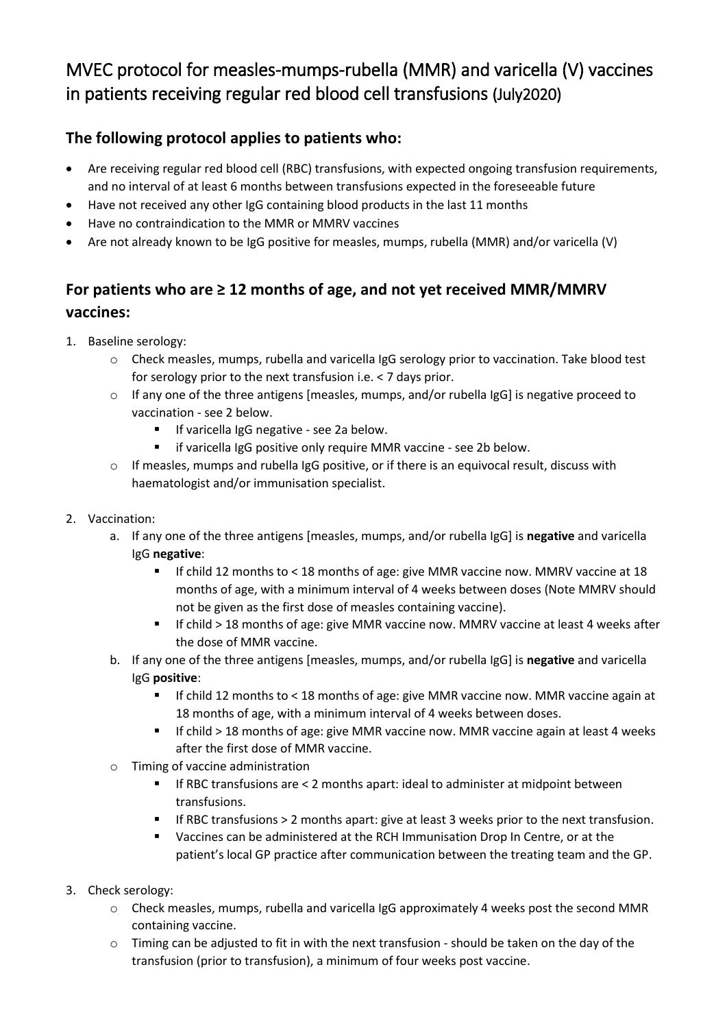# MVEC protocol for measles-mumps-rubella (MMR) and varicella (V) vaccines in patients receiving regular red blood cell transfusions (July2020)

## The following protocol applies to patients who:

- Are receiving regular red blood cell (RBC) transfusions, with expected ongoing transfusion requirements, and no interval of at least 6 months between transfusions expected in the foreseeable future
- Have not received any other IgG containing blood products in the last 11 months
- Have no contraindication to the MMR or MMRV vaccines
- Are not already known to be IgG positive for measles, mumps, rubella (MMR) and/or varicella (V)

## For patients who are ≥ 12 months of age, and not yet received MMR/MMRV vaccines:

1. Baseline serology:
   - Check measles, mumps, rubella and varicella IgG serology prior to vaccination. Take blood test for serology prior to the next transfusion i.e. < 7 days prior.
   - If any one of the three antigens [measles, mumps, and/or rubella IgG] is negative proceed to vaccination - see 2 below.
     - If varicella IgG negative - see 2a below.
     - if varicella IgG positive only require MMR vaccine - see 2b below.
   - If measles, mumps and rubella IgG positive, or if there is an equivocal result, discuss with haematologist and/or immunisation specialist.

2. Vaccination:
   a. If any one of the three antigens [measles, mumps, and/or rubella IgG] is **negative** and varicella IgG **negative**:
      - If child 12 months to < 18 months of age: give MMR vaccine now. MMRV vaccine at 18 months of age, with a minimum interval of 4 weeks between doses (Note MMRV should not be given as the first dose of measles containing vaccine).
      - If child > 18 months of age: give MMR vaccine now. MMRV vaccine at least 4 weeks after the dose of MMR vaccine.

   b. If any one of the three antigens [measles, mumps, and/or rubella IgG] is **negative** and varicella IgG **positive**:
      - If child 12 months to < 18 months of age: give MMR vaccine now. MMR vaccine again at 18 months of age, with a minimum interval of 4 weeks between doses.
      - If child > 18 months of age: give MMR vaccine now. MMR vaccine again at least 4 weeks after the first dose of MMR vaccine.

   - Timing of vaccine administration
     - If RBC transfusions are < 2 months apart: ideal to administer at midpoint between transfusions.
     - If RBC transfusions > 2 months apart: give at least 3 weeks prior to the next transfusion.
     - Vaccines can be administered at the RCH Immunisation Drop In Centre, or at the patient's local GP practice after communication between the treating team and the GP.

3. Check serology:
   - Check measles, mumps, rubella and varicella IgG approximately 4 weeks post the second MMR containing vaccine.
   - Timing can be adjusted to fit in with the next transfusion - should be taken on the day of the transfusion (prior to transfusion), a minimum of four weeks post vaccine.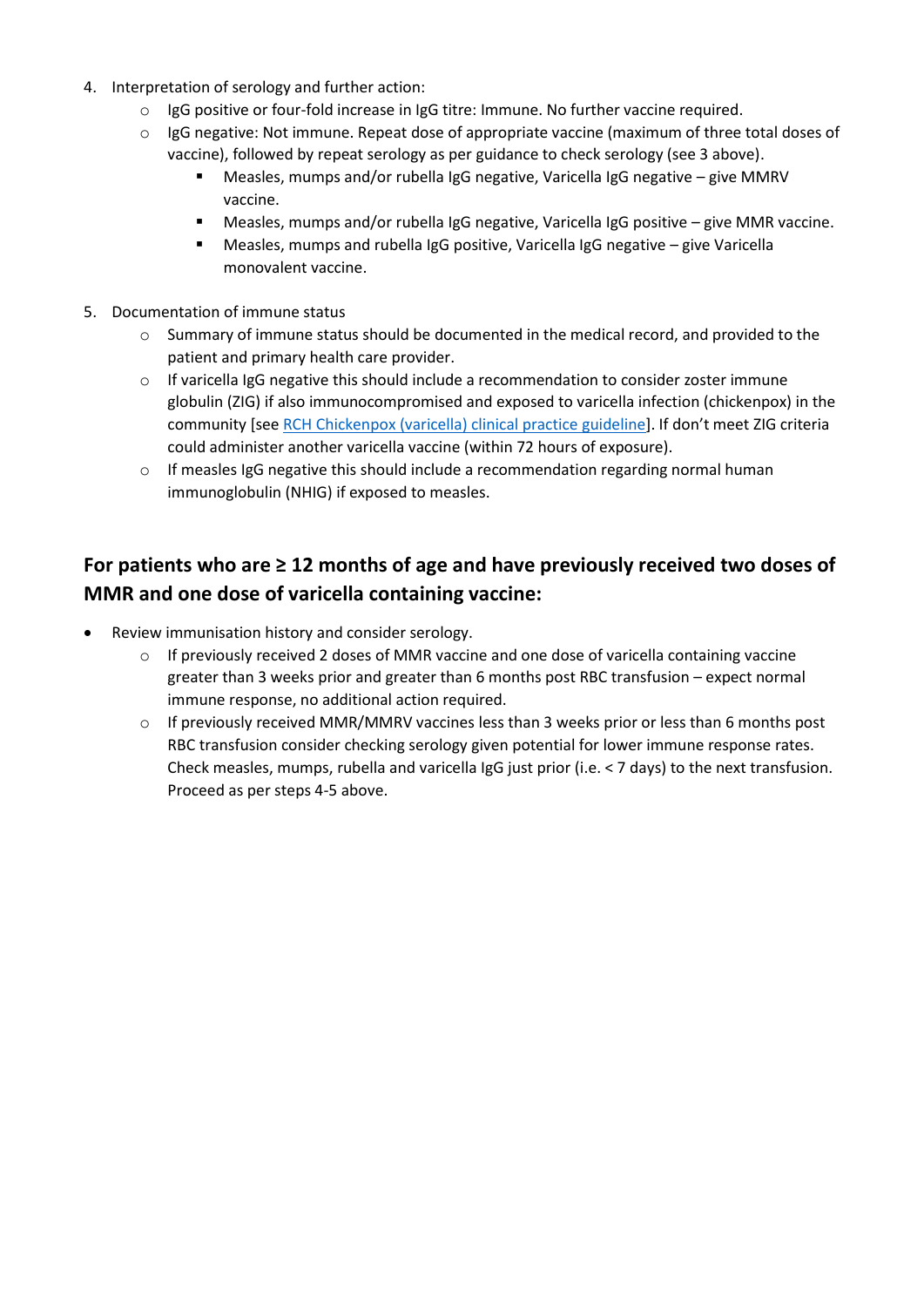4. Interpretation of serology and further action:
    - IgG positive or four-fold increase in IgG titre: Immune. No further vaccine required.
    - IgG negative: Not immune. Repeat dose of appropriate vaccine (maximum of three total doses of vaccine), followed by repeat serology as per guidance to check serology (see 3 above).
        - Measles, mumps and/or rubella IgG negative, Varicella IgG negative – give MMRV vaccine.
        - Measles, mumps and/or rubella IgG negative, Varicella IgG positive – give MMR vaccine.
        - Measles, mumps and rubella IgG positive, Varicella IgG negative – give Varicella monovalent vaccine.

5. Documentation of immune status
    - Summary of immune status should be documented in the medical record, and provided to the patient and primary health care provider.
    - If varicella IgG negative this should include a recommendation to consider zoster immune globulin (ZIG) if also immunocompromised and exposed to varicella infection (chickenpox) in the community [see RCH Chickenpox (varicella) clinical practice guideline]. If don't meet ZIG criteria could administer another varicella vaccine (within 72 hours of exposure).
    - If measles IgG negative this should include a recommendation regarding normal human immunoglobulin (NHIG) if exposed to measles.

## For patients who are ≥ 12 months of age and have previously received two doses of MMR and one dose of varicella containing vaccine:

- Review immunisation history and consider serology.
    - If previously received 2 doses of MMR vaccine and one dose of varicella containing vaccine greater than 3 weeks prior and greater than 6 months post RBC transfusion – expect normal immune response, no additional action required.
    - If previously received MMR/MMRV vaccines less than 3 weeks prior or less than 6 months post RBC transfusion consider checking serology given potential for lower immune response rates. Check measles, mumps, rubella and varicella IgG just prior (i.e. < 7 days) to the next transfusion. Proceed as per steps 4-5 above.